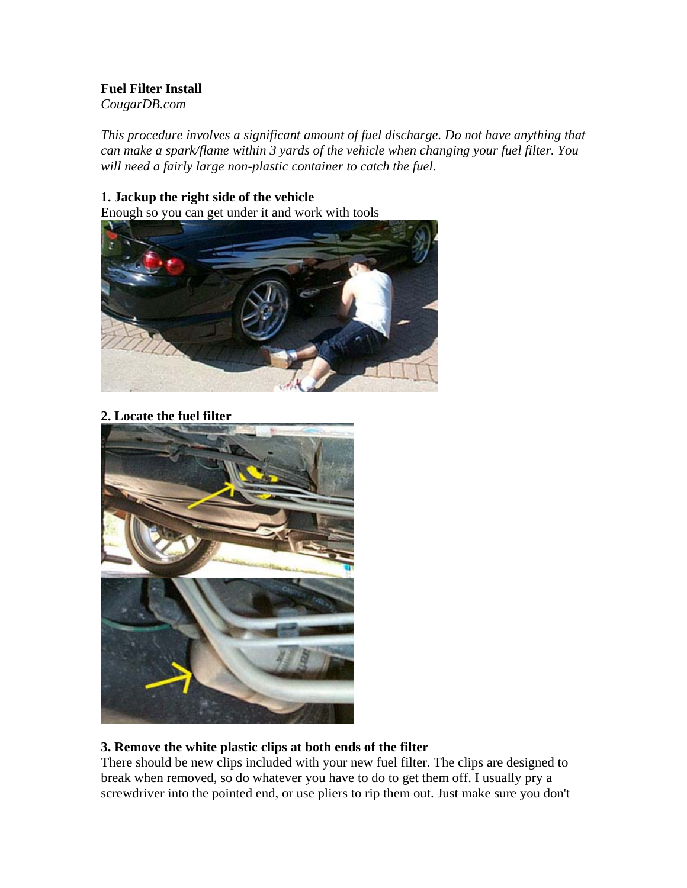**Fuel Filter Install**
*CougarDB.com*

*This procedure involves a significant amount of fuel discharge. Do not have anything that can make a spark/flame within 3 yards of the vehicle when changing your fuel filter. You will need a fairly large non-plastic container to catch the fuel.*

**1. Jackup the right side of the vehicle**
Enough so you can get under it and work with tools

**2. Locate the fuel filter**

**3. Remove the white plastic clips at both ends of the filter**
There should be new clips included with your new fuel filter. The clips are designed to break when removed, so do whatever you have to do to get them off. I usually pry a screwdriver into the pointed end, or use pliers to rip them out. Just make sure you don't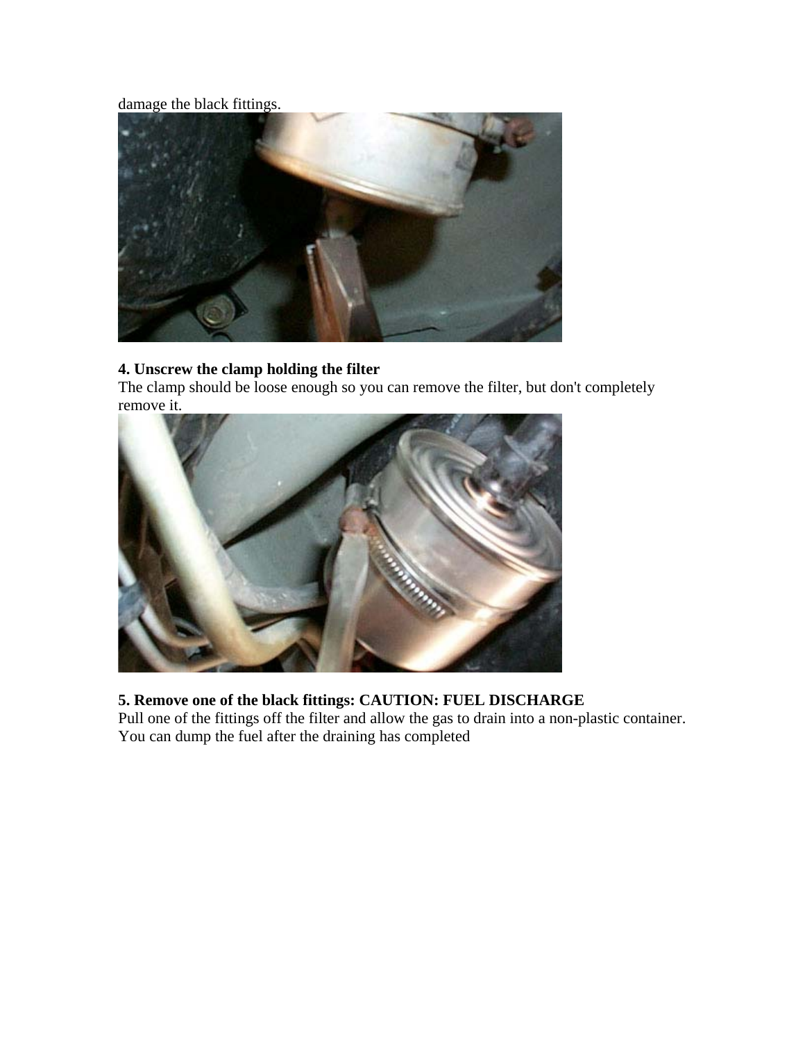damage the black fittings.

**4. Unscrew the clamp holding the filter**

The clamp should be loose enough so you can remove the filter, but don't completely remove it.

**5. Remove one of the black fittings: CAUTION: FUEL DISCHARGE**

Pull one of the fittings off the filter and allow the gas to drain into a non-plastic container. You can dump the fuel after the draining has completed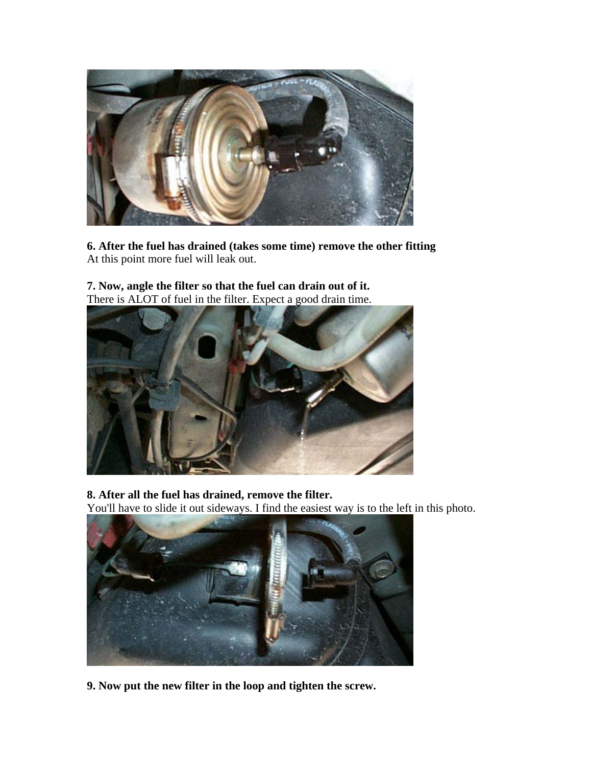**6. After the fuel has drained (takes some time) remove the other fitting**
At this point more fuel will leak out.

**7. Now, angle the filter so that the fuel can drain out of it.**
There is ALOT of fuel in the filter. Expect a good drain time.

**8. After all the fuel has drained, remove the filter.**
You'll have to slide it out sideways. I find the easiest way is to the left in this photo.

**9. Now put the new filter in the loop and tighten the screw.**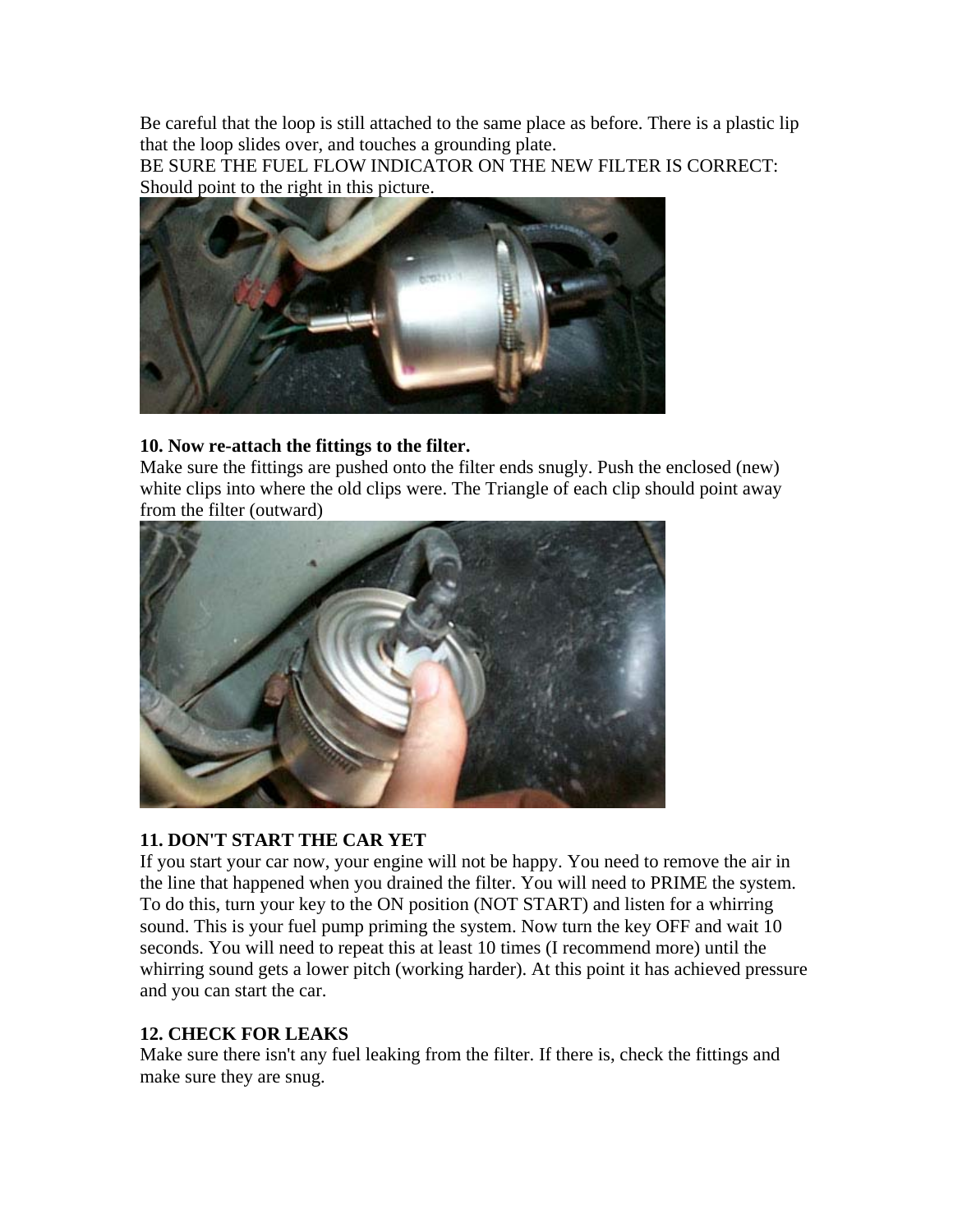Be careful that the loop is still attached to the same place as before. There is a plastic lip that the loop slides over, and touches a grounding plate.
BE SURE THE FUEL FLOW INDICATOR ON THE NEW FILTER IS CORRECT: Should point to the right in this picture.

**10. Now re-attach the fittings to the filter.**
Make sure the fittings are pushed onto the filter ends snugly. Push the enclosed (new) white clips into where the old clips were. The Triangle of each clip should point away from the filter (outward)

**11. DON'T START THE CAR YET**
If you start your car now, your engine will not be happy. You need to remove the air in the line that happened when you drained the filter. You will need to PRIME the system. To do this, turn your key to the ON position (NOT START) and listen for a whirring sound. This is your fuel pump priming the system. Now turn the key OFF and wait 10 seconds. You will need to repeat this at least 10 times (I recommend more) until the whirring sound gets a lower pitch (working harder). At this point it has achieved pressure and you can start the car.

**12. CHECK FOR LEAKS**
Make sure there isn't any fuel leaking from the filter. If there is, check the fittings and make sure they are snug.